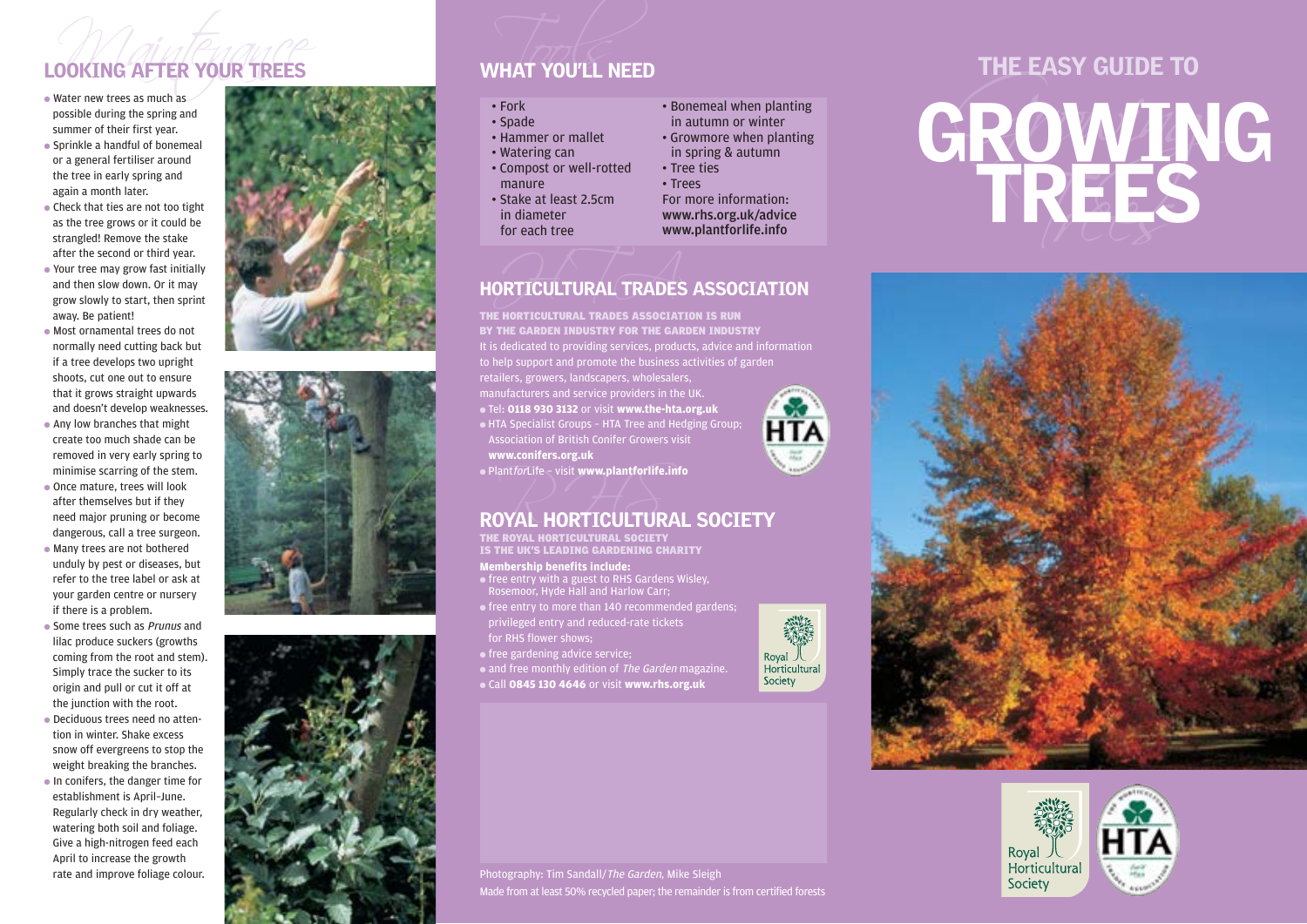## LOOKING AFTER YOUR TREES

- Water new trees as much as possible during the spring and summer of their first year.
- Sprinkle a handful of bonemeal or a general fertiliser around the tree in early spring and again a month later.
- Check that ties are not too tight as the tree grows or it could be strangled! Remove the stake after the second or third year.
- Your tree may grow fast initially and then slow down. Or it may grow slowly to start, then sprint away. Be patient!
- Most ornamental trees do not normally need cutting back but if a tree develops two upright shoots, cut one out to ensure that it grows straight upwards and doesn't develop weaknesses.
- Any low branches that might create too much shade can be removed in very early spring to minimise scarring of the stem.
- Once mature, trees will look after themselves but if they need major pruning or become dangerous, call a tree surgeon.
- Many trees are not bothered unduly by pest or diseases, but refer to the tree label or ask at your garden centre or nursery if there is a problem.
- Some trees such as *Prunus* and lilac produce suckers (growths coming from the root and stem). Simply trace the sucker to its origin and pull or cut it off at the junction with the root.
- Deciduous trees need no attention in winter. Shake excess snow off evergreens to stop the weight breaking the branches.
- In conifers, the danger time for establishment is April–June. Regularly check in dry weather, watering both soil and foliage. Give a high-nitrogen feed each April to increase the growth rate and improve foliage colour.

## WHAT YOU'LL NEED

- Fork
- Spade
- Hammer or mallet
- Watering can
- Compost or well-rotted manure
- Stake at least 2.5cm in diameter for each tree
- Bonemeal when planting in autumn or winter
- Growmore when planting in spring & autumn
- Tree ties
- Trees

For more information:
**www.rhs.org.uk/advice**
**www.plantforlife.info**

## HORTICULTURAL TRADES ASSOCIATION

**THE HORTICULTURAL TRADES ASSOCIATION IS RUN BY THE GARDEN INDUSTRY FOR THE GARDEN INDUSTRY**

It is dedicated to providing services, products, advice and information to help support and promote the business activities of garden retailers, growers, landscapers, wholesalers, manufacturers and service providers in the UK.

- Tel: **0118 930 3132** or visit **www.the-hta.org.uk**
- HTA Specialist Groups – HTA Tree and Hedging Group; Association of British Conifer Growers visit **www.conifers.org.uk**
- Plant*for*Life – visit **www.plantforlife.info**

## ROYAL HORTICULTURAL SOCIETY

**THE ROYAL HORTICULTURAL SOCIETY IS THE UK'S LEADING GARDENING CHARITY**

**Membership benefits include:**

- free entry with a guest to RHS Gardens Wisley, Rosemoor, Hyde Hall and Harlow Carr;
- free entry to more than 140 recommended gardens; privileged entry and reduced-rate tickets for RHS flower shows;
- free gardening advice service;
- and free monthly edition of *The Garden* magazine.
- Call **0845 130 4646** or visit **www.rhs.org.uk**

Photography: Tim Sandall/*The Garden*, Mike Sleigh
Made from at least 50% recycled paper; the remainder is from certified forests

# THE EASY GUIDE TO GROWING TREES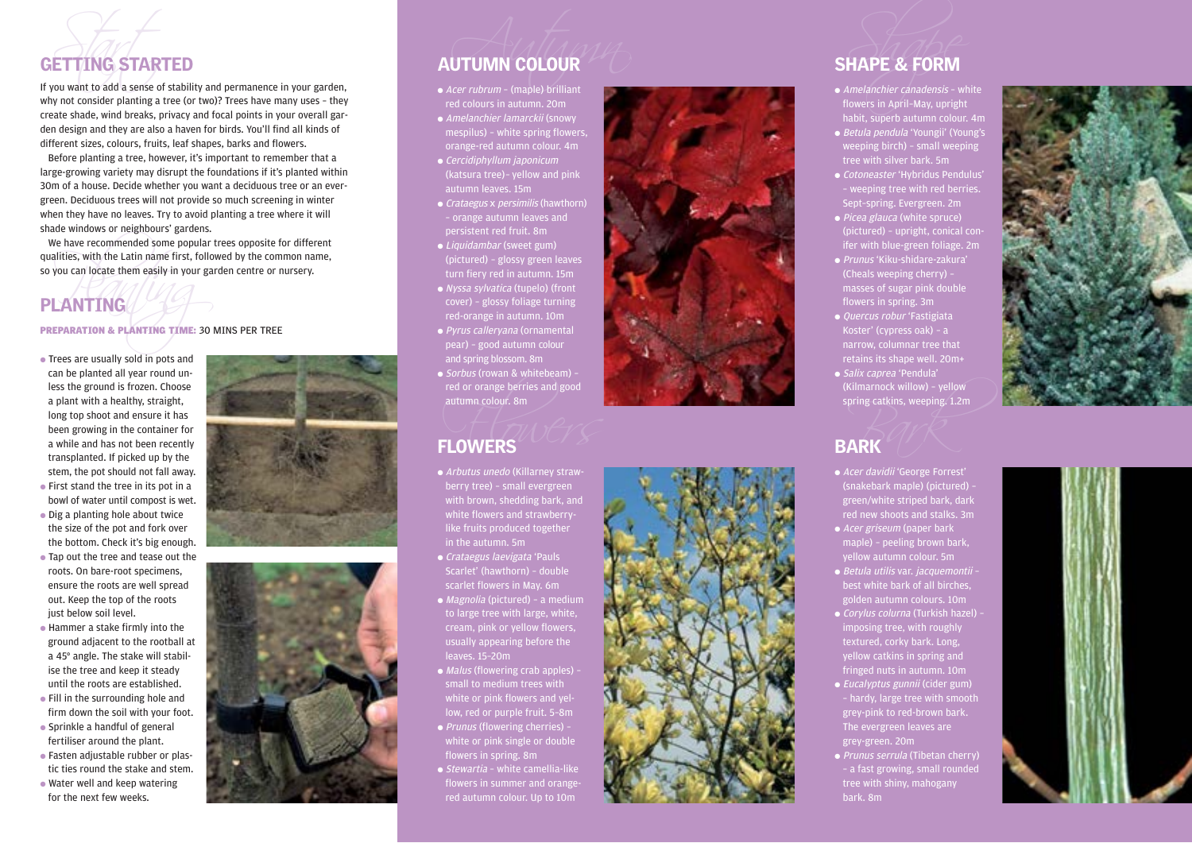## GETTING STARTED

If you want to add a sense of stability and permanence in your garden, why not consider planting a tree (or two)? Trees have many uses – they create shade, wind breaks, privacy and focal points in your overall garden design and they are also a haven for birds. You'll find all kinds of different sizes, colours, fruits, leaf shapes, barks and flowers.

Before planting a tree, however, it's important to remember that a large-growing variety may disrupt the foundations if it's planted within 30m of a house. Decide whether you want a deciduous tree or an evergreen. Deciduous trees will not provide so much screening in winter when they have no leaves. Try to avoid planting a tree where it will shade windows or neighbours' gardens.

We have recommended some popular trees opposite for different qualities, with the Latin name first, followed by the common name, so you can locate them easily in your garden centre or nursery.

## PLANTING

**PREPARATION & PLANTING TIME:** 30 MINS PER TREE

- Trees are usually sold in pots and can be planted all year round unless the ground is frozen. Choose a plant with a healthy, straight, long top shoot and ensure it has been growing in the container for a while and has not been recently transplanted. If picked up by the stem, the pot should not fall away.
- First stand the tree in its pot in a bowl of water until compost is wet.
- Dig a planting hole about twice the size of the pot and fork over the bottom. Check it's big enough.
- Tap out the tree and tease out the roots. On bare-root specimens, ensure the roots are well spread out. Keep the top of the roots just below soil level.
- Hammer a stake firmly into the ground adjacent to the rootball at a 45° angle. The stake will stabilise the tree and keep it steady until the roots are established.
- Fill in the surrounding hole and firm down the soil with your foot.
- Sprinkle a handful of general fertiliser around the plant.
- Fasten adjustable rubber or plastic ties round the stake and stem.
- Water well and keep watering for the next few weeks.

## AUTUMN COLOUR

- *Acer rubrum* – (maple) brilliant red colours in autumn. 20m
- *Amelanchier lamarckii* (snowy mespilus) – white spring flowers, orange-red autumn colour. 4m
- *Cercidiphyllum japonicum* (katsura tree)– yellow and pink autumn leaves. 15m
- *Crataegus* x *persimilis* (hawthorn) – orange autumn leaves and persistent red fruit. 8m
- *Liquidambar* (sweet gum) (pictured) – glossy green leaves turn fiery red in autumn. 15m
- *Nyssa sylvatica* (tupelo) (front cover) – glossy foliage turning red-orange in autumn. 10m
- *Pyrus calleryana* (ornamental pear) – good autumn colour and spring blossom. 8m
- *Sorbus* (rowan & whitebeam) – red or orange berries and good autumn colour. 8m

## FLOWERS

- *Arbutus unedo* (Killarney strawberry tree) – small evergreen with brown, shedding bark, and white flowers and strawberry-like fruits produced together in the autumn. 5m
- *Crataegus laevigata* 'Pauls Scarlet' (hawthorn) – double scarlet flowers in May. 6m
- *Magnolia* (pictured) – a medium to large tree with large, white, cream, pink or yellow flowers, usually appearing before the leaves. 15-20m
- *Malus* (flowering crab apples) – small to medium trees with white or pink flowers and yellow, red or purple fruit. 5-8m
- *Prunus* (flowering cherries) – white or pink single or double flowers in spring. 8m
- *Stewartia* – white camellia-like flowers in summer and orange-red autumn colour. Up to 10m

## SHAPE & FORM

- *Amelanchier canadensis* – white flowers in April–May, upright habit, superb autumn colour. 4m
- *Betula pendula* 'Youngii' (Young's weeping birch) – small weeping tree with silver bark. 5m
- *Cotoneaster* 'Hybridus Pendulus' – weeping tree with red berries. Sept-spring. Evergreen. 2m
- *Picea glauca* (white spruce) (pictured) – upright, conical conifer with blue-green foliage. 2m
- *Prunus* 'Kiku-shidare-zakura' (Cheals weeping cherry) – masses of sugar pink double flowers in spring. 3m
- *Quercus robur* 'Fastigiata Koster' (cypress oak) – a narrow, columnar tree that retains its shape well. 20m+
- *Salix caprea* 'Pendula' (Kilmarnock willow) – yellow spring catkins, weeping. 1.2m

## BARK

- *Acer davidii* 'George Forrest' (snakebark maple) (pictured) – green/white striped bark, dark red new shoots and stalks. 3m
- *Acer griseum* (paper bark maple) – peeling brown bark, yellow autumn colour. 5m
- *Betula utilis* var. *jacquemontii* – best white bark of all birches, golden autumn colours. 10m
- *Corylus colurna* (Turkish hazel) – imposing tree, with roughly textured, corky bark. Long, yellow catkins in spring and fringed nuts in autumn. 10m
- *Eucalyptus gunnii* (cider gum) – hardy, large tree with smooth grey-pink to red-brown bark. The evergreen leaves are grey-green. 20m
- *Prunus serrula* (Tibetan cherry) – a fast growing, small rounded tree with shiny, mahogany bark. 8m